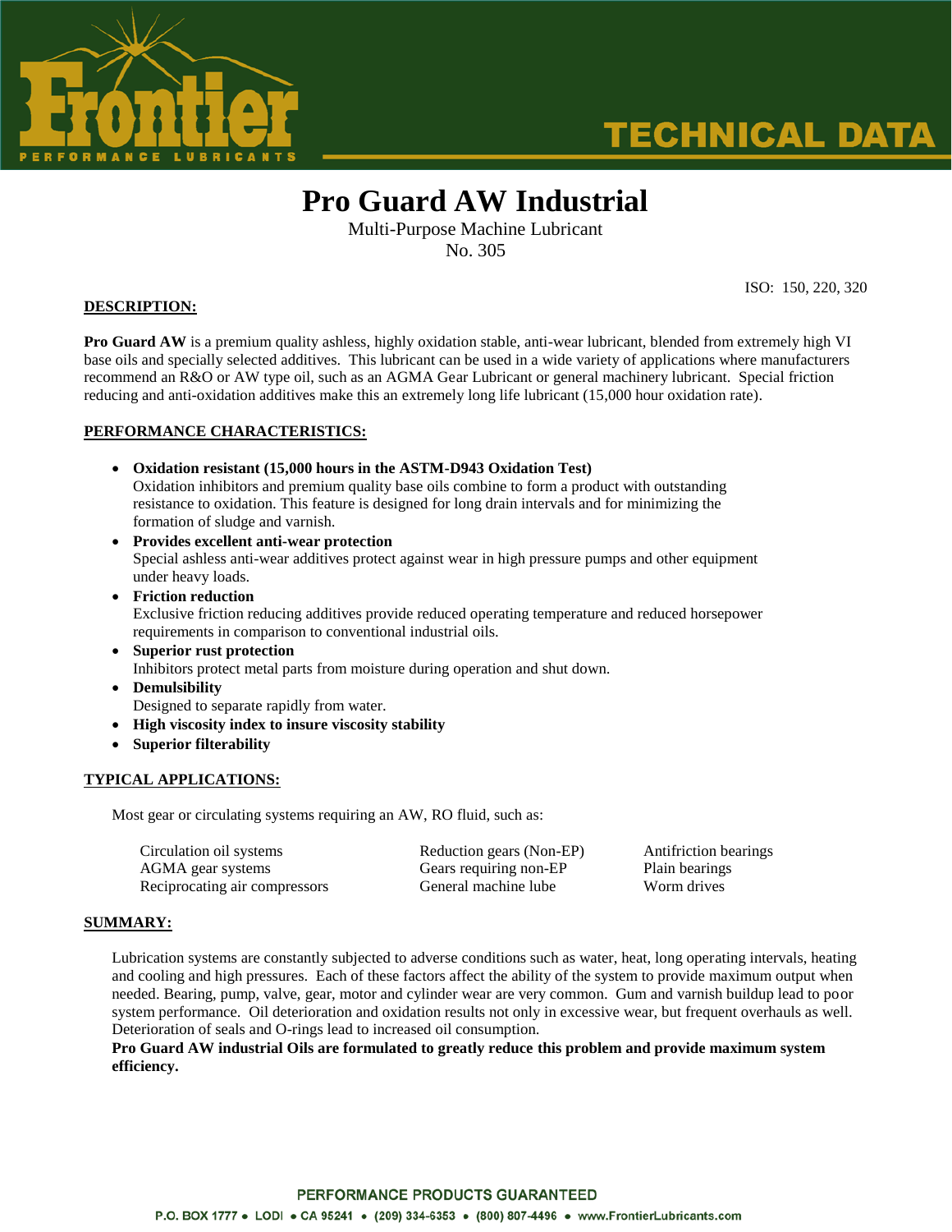# Pro Guard AW Industrial

Multi-Purpose Machine Lubricant
No. 305

ISO: 150, 220, 320

## DESCRIPTION:

**Pro Guard AW** is a premium quality ashless, highly oxidation stable, anti-wear lubricant, blended from extremely high VI base oils and specially selected additives. This lubricant can be used in a wide variety of applications where manufacturers recommend an R&O or AW type oil, such as an AGMA Gear Lubricant or general machinery lubricant. Special friction reducing and anti-oxidation additives make this an extremely long life lubricant (15,000 hour oxidation rate).

## PERFORMANCE CHARACTERISTICS:

- **Oxidation resistant (15,000 hours in the ASTM-D943 Oxidation Test)**
  Oxidation inhibitors and premium quality base oils combine to form a product with outstanding resistance to oxidation. This feature is designed for long drain intervals and for minimizing the formation of sludge and varnish.
- **Provides excellent anti-wear protection**
  Special ashless anti-wear additives protect against wear in high pressure pumps and other equipment under heavy loads.
- **Friction reduction**
  Exclusive friction reducing additives provide reduced operating temperature and reduced horsepower requirements in comparison to conventional industrial oils.
- **Superior rust protection**
  Inhibitors protect metal parts from moisture during operation and shut down.
- **Demulsibility**
  Designed to separate rapidly from water.
- **High viscosity index to insure viscosity stability**
- **Superior filterability**

## TYPICAL APPLICATIONS:

Most gear or circulating systems requiring an AW, RO fluid, such as:

- Circulation oil systems
- AGMA gear systems
- Reciprocating air compressors
- Reduction gears (Non-EP)
- Gears requiring non-EP
- General machine lube
- Antifriction bearings
- Plain bearings
- Worm drives

## SUMMARY:

Lubrication systems are constantly subjected to adverse conditions such as water, heat, long operating intervals, heating and cooling and high pressures. Each of these factors affect the ability of the system to provide maximum output when needed. Bearing, pump, valve, gear, motor and cylinder wear are very common. Gum and varnish buildup lead to poor system performance. Oil deterioration and oxidation results not only in excessive wear, but frequent overhauls as well. Deterioration of seals and O-rings lead to increased oil consumption.

**Pro Guard AW industrial Oils are formulated to greatly reduce this problem and provide maximum system efficiency.**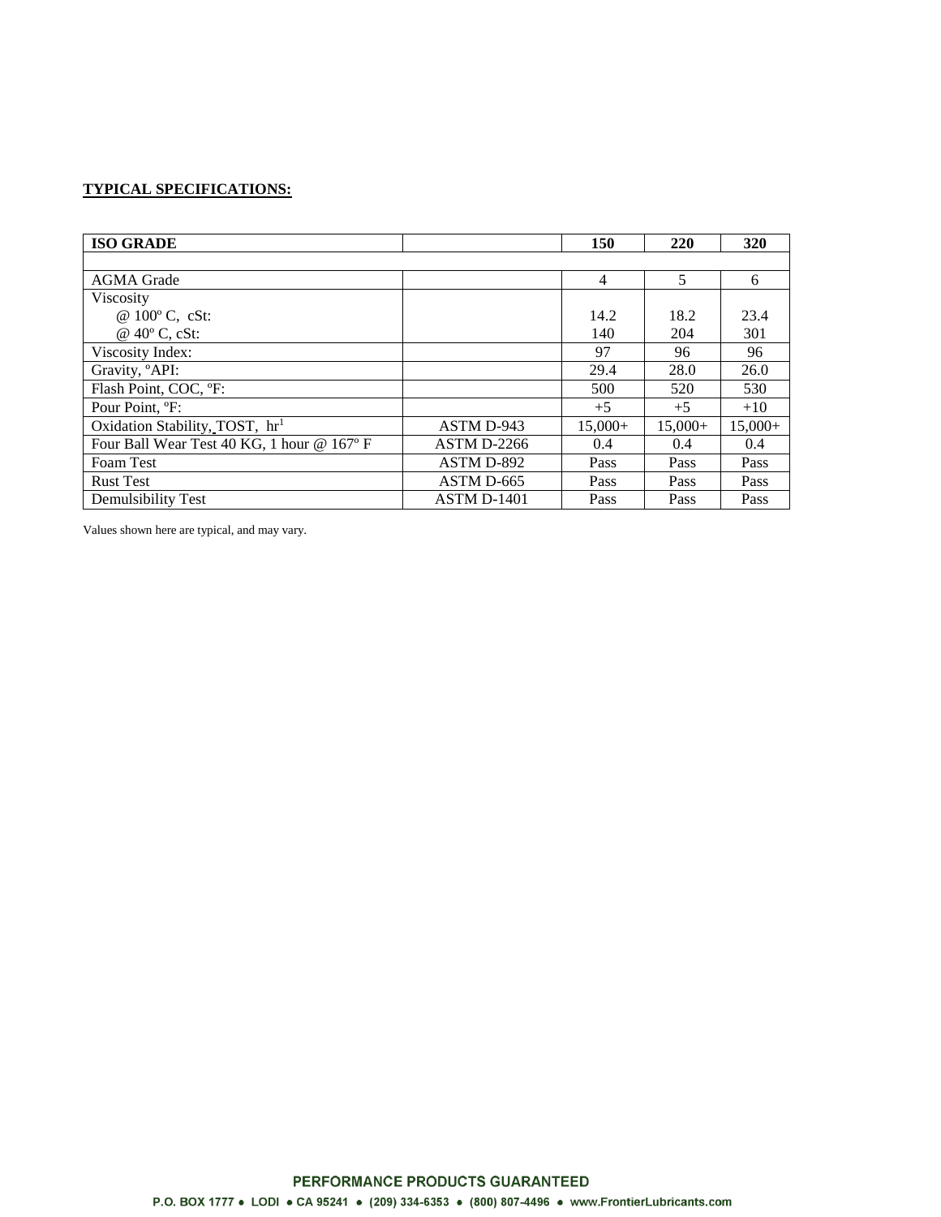**TYPICAL SPECIFICATIONS:**

| **ISO GRADE** | | **150** | **220** | **320** |
|---|---|---|---|---|
| | | | | |
| AGMA Grade | | 4 | 5 | 6 |
| Viscosity<br>@ 100º C, cSt:<br>@ 40º C, cSt: | | <br>14.2<br>140 | <br>18.2<br>204 | <br>23.4<br>301 |
| Viscosity Index: | | 97 | 96 | 96 |
| Gravity, ºAPI: | | 29.4 | 28.0 | 26.0 |
| Flash Point, COC, ºF: | | 500 | 520 | 530 |
| Pour Point, ºF: | | +5 | +5 | +10 |
| Oxidation Stability, TOST, hr[1] | ASTM D-943 | 15,000+ | 15,000+ | 15,000+ |
| Four Ball Wear Test 40 KG, 1 hour @ 167º F | ASTM D-2266 | 0.4 | 0.4 | 0.4 |
| Foam Test | ASTM D-892 | Pass | Pass | Pass |
| Rust Test | ASTM D-665 | Pass | Pass | Pass |
| Demulsibility Test | ASTM D-1401 | Pass | Pass | Pass |

Values shown here are typical, and may vary.

PERFORMANCE PRODUCTS GUARANTEED

P.O. BOX 1777 ● LODI ● CA 95241 ● (209) 334-6353 ● (800) 807-4496 ● www.FrontierLubricants.com